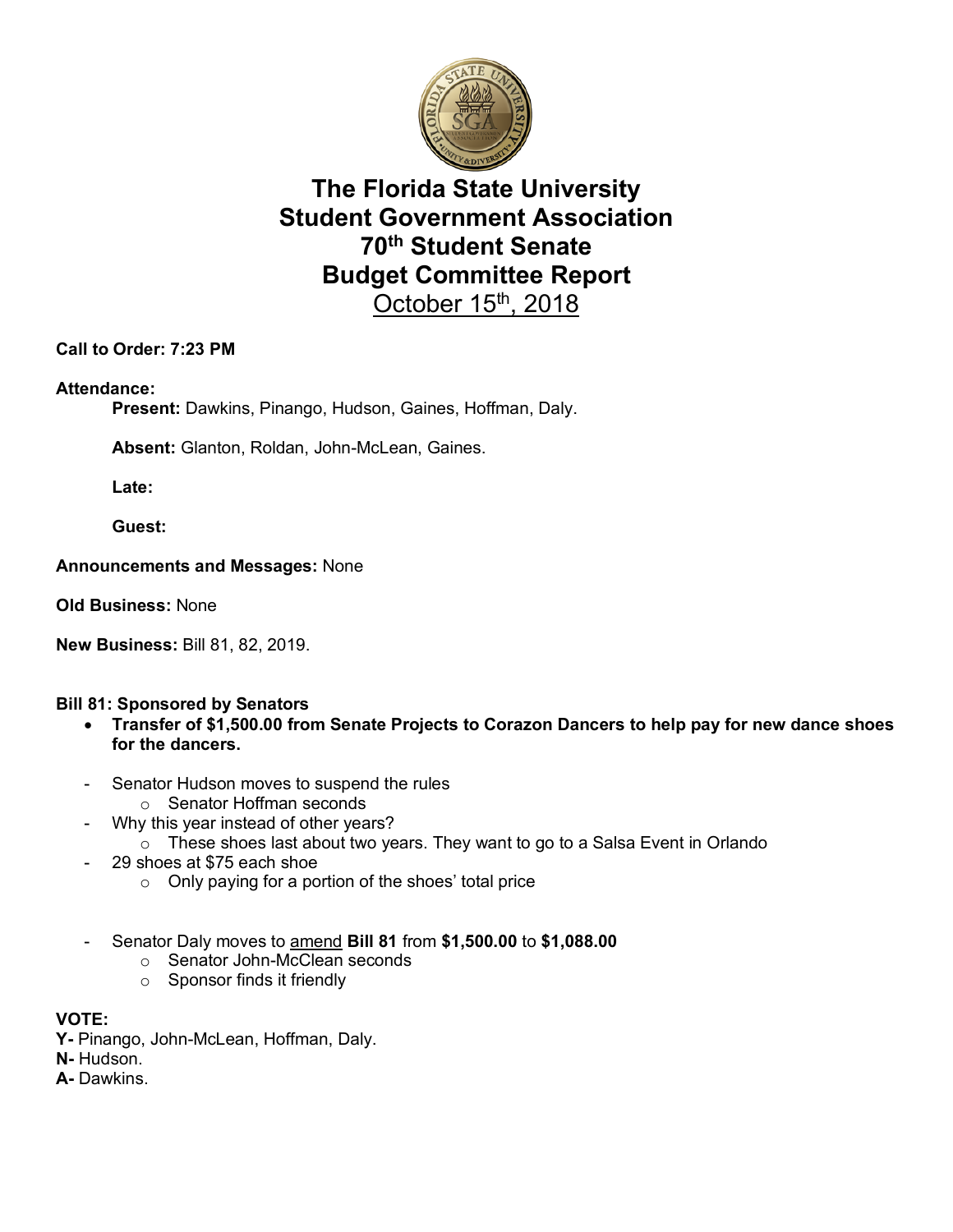# The Florida State University
# Student Government Association
# 70th Student Senate
# Budget Committee Report
October 15th, 2018

**Call to Order: 7:23 PM**

**Attendance:**

**Present:** Dawkins, Pinango, Hudson, Gaines, Hoffman, Daly.

**Absent:** Glanton, Roldan, John-McLean, Gaines.

**Late:**

**Guest:**

**Announcements and Messages:** None

**Old Business:** None

**New Business:** Bill 81, 82, 2019.

**Bill 81: Sponsored by Senators**

- **Transfer of $1,500.00 from Senate Projects to Corazon Dancers to help pay for new dance shoes for the dancers.**

- Senator Hudson moves to suspend the rules
  - Senator Hoffman seconds
- Why this year instead of other years?
  - These shoes last about two years. They want to go to a Salsa Event in Orlando
- 29 shoes at $75 each shoe
  - Only paying for a portion of the shoes' total price

- Senator Daly moves to amend **Bill 81** from **$1,500.00** to **$1,088.00**
  - Senator John-McClean seconds
  - Sponsor finds it friendly

**VOTE:**
**Y-** Pinango, John-McLean, Hoffman, Daly.
**N-** Hudson.
**A-** Dawkins.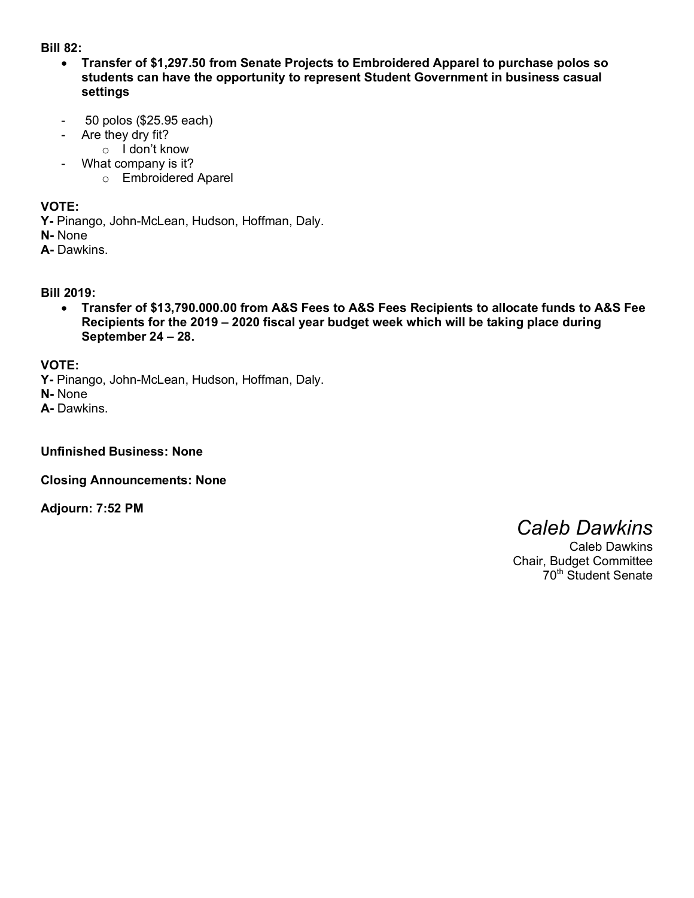**Bill 82:**

- **Transfer of $1,297.50 from Senate Projects to Embroidered Apparel to purchase polos so students can have the opportunity to represent Student Government in business casual settings**

- 50 polos ($25.95 each)
- Are they dry fit?
  - I don't know
- What company is it?
  - Embroidered Aparel

**VOTE:**
**Y-** Pinango, John-McLean, Hudson, Hoffman, Daly.
**N-** None
**A-** Dawkins.

**Bill 2019:**

- **Transfer of $13,790.000.00 from A&S Fees to A&S Fees Recipients to allocate funds to A&S Fee Recipients for the 2019 – 2020 fiscal year budget week which will be taking place during September 24 – 28.**

**VOTE:**
**Y-** Pinango, John-McLean, Hudson, Hoffman, Daly.
**N-** None
**A-** Dawkins.

**Unfinished Business: None**

**Closing Announcements: None**

**Adjourn: 7:52 PM**

*Caleb Dawkins*
Caleb Dawkins
Chair, Budget Committee
70th Student Senate